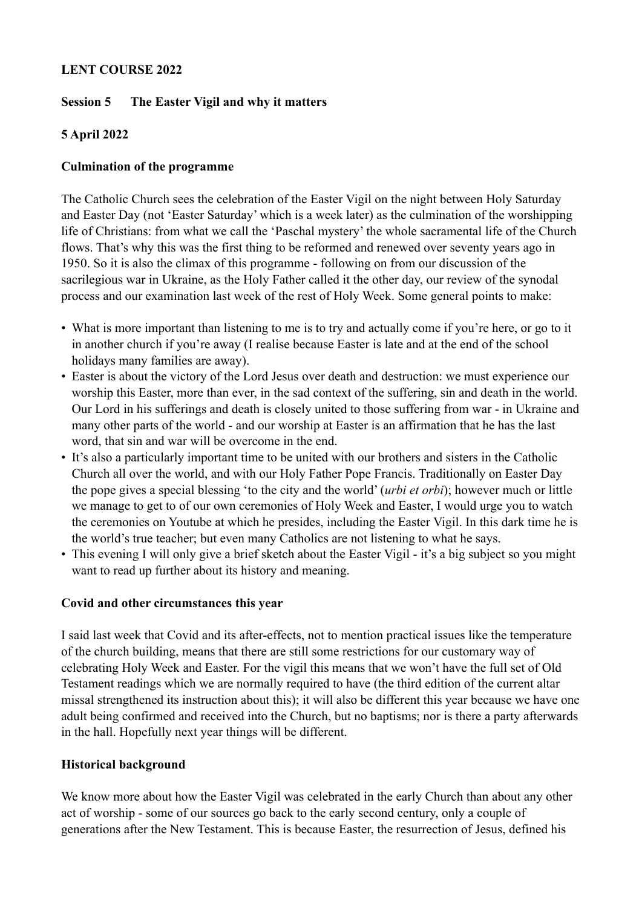**LENT COURSE 2022**

**Session 5 The Easter Vigil and why it matters**

**5 April 2022**

**Culmination of the programme**

The Catholic Church sees the celebration of the Easter Vigil on the night between Holy Saturday and Easter Day (not 'Easter Saturday' which is a week later) as the culmination of the worshipping life of Christians: from what we call the 'Paschal mystery' the whole sacramental life of the Church flows. That's why this was the first thing to be reformed and renewed over seventy years ago in 1950. So it is also the climax of this programme - following on from our discussion of the sacrilegious war in Ukraine, as the Holy Father called it the other day, our review of the synodal process and our examination last week of the rest of Holy Week. Some general points to make:

- What is more important than listening to me is to try and actually come if you're here, or go to it in another church if you're away (I realise because Easter is late and at the end of the school holidays many families are away).
- Easter is about the victory of the Lord Jesus over death and destruction: we must experience our worship this Easter, more than ever, in the sad context of the suffering, sin and death in the world. Our Lord in his sufferings and death is closely united to those suffering from war - in Ukraine and many other parts of the world - and our worship at Easter is an affirmation that he has the last word, that sin and war will be overcome in the end.
- It's also a particularly important time to be united with our brothers and sisters in the Catholic Church all over the world, and with our Holy Father Pope Francis. Traditionally on Easter Day the pope gives a special blessing 'to the city and the world' (*urbi et orbi*); however much or little we manage to get to of our own ceremonies of Holy Week and Easter, I would urge you to watch the ceremonies on Youtube at which he presides, including the Easter Vigil. In this dark time he is the world's true teacher; but even many Catholics are not listening to what he says.
- This evening I will only give a brief sketch about the Easter Vigil - it's a big subject so you might want to read up further about its history and meaning.

**Covid and other circumstances this year**

I said last week that Covid and its after-effects, not to mention practical issues like the temperature of the church building, means that there are still some restrictions for our customary way of celebrating Holy Week and Easter. For the vigil this means that we won't have the full set of Old Testament readings which we are normally required to have (the third edition of the current altar missal strengthened its instruction about this); it will also be different this year because we have one adult being confirmed and received into the Church, but no baptisms; nor is there a party afterwards in the hall. Hopefully next year things will be different.

**Historical background**

We know more about how the Easter Vigil was celebrated in the early Church than about any other act of worship - some of our sources go back to the early second century, only a couple of generations after the New Testament. This is because Easter, the resurrection of Jesus, defined his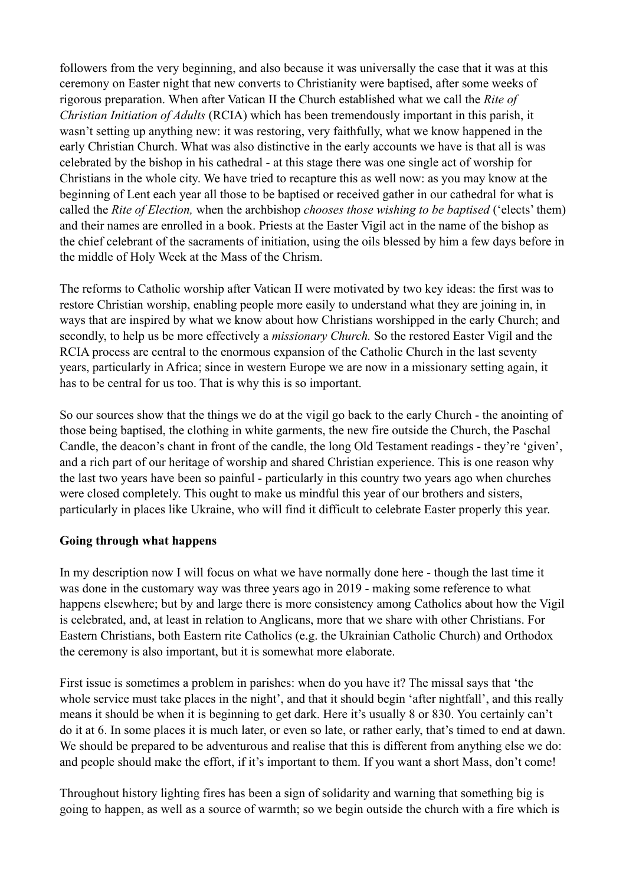followers from the very beginning, and also because it was universally the case that it was at this ceremony on Easter night that new converts to Christianity were baptised, after some weeks of rigorous preparation. When after Vatican II the Church established what we call the *Rite of Christian Initiation of Adults* (RCIA) which has been tremendously important in this parish, it wasn't setting up anything new: it was restoring, very faithfully, what we know happened in the early Christian Church. What was also distinctive in the early accounts we have is that all is was celebrated by the bishop in his cathedral - at this stage there was one single act of worship for Christians in the whole city. We have tried to recapture this as well now: as you may know at the beginning of Lent each year all those to be baptised or received gather in our cathedral for what is called the *Rite of Election,* when the archbishop *chooses those wishing to be baptised* ('elects' them) and their names are enrolled in a book. Priests at the Easter Vigil act in the name of the bishop as the chief celebrant of the sacraments of initiation, using the oils blessed by him a few days before in the middle of Holy Week at the Mass of the Chrism.

The reforms to Catholic worship after Vatican II were motivated by two key ideas: the first was to restore Christian worship, enabling people more easily to understand what they are joining in, in ways that are inspired by what we know about how Christians worshipped in the early Church; and secondly, to help us be more effectively a *missionary Church.* So the restored Easter Vigil and the RCIA process are central to the enormous expansion of the Catholic Church in the last seventy years, particularly in Africa; since in western Europe we are now in a missionary setting again, it has to be central for us too. That is why this is so important.

So our sources show that the things we do at the vigil go back to the early Church - the anointing of those being baptised, the clothing in white garments, the new fire outside the Church, the Paschal Candle, the deacon's chant in front of the candle, the long Old Testament readings - they're 'given', and a rich part of our heritage of worship and shared Christian experience. This is one reason why the last two years have been so painful - particularly in this country two years ago when churches were closed completely. This ought to make us mindful this year of our brothers and sisters, particularly in places like Ukraine, who will find it difficult to celebrate Easter properly this year.

**Going through what happens**

In my description now I will focus on what we have normally done here - though the last time it was done in the customary way was three years ago in 2019 - making some reference to what happens elsewhere; but by and large there is more consistency among Catholics about how the Vigil is celebrated, and, at least in relation to Anglicans, more that we share with other Christians. For Eastern Christians, both Eastern rite Catholics (e.g. the Ukrainian Catholic Church) and Orthodox the ceremony is also important, but it is somewhat more elaborate.

First issue is sometimes a problem in parishes: when do you have it? The missal says that 'the whole service must take places in the night', and that it should begin 'after nightfall', and this really means it should be when it is beginning to get dark. Here it's usually 8 or 830. You certainly can't do it at 6. In some places it is much later, or even so late, or rather early, that's timed to end at dawn. We should be prepared to be adventurous and realise that this is different from anything else we do: and people should make the effort, if it's important to them. If you want a short Mass, don't come!

Throughout history lighting fires has been a sign of solidarity and warning that something big is going to happen, as well as a source of warmth; so we begin outside the church with a fire which is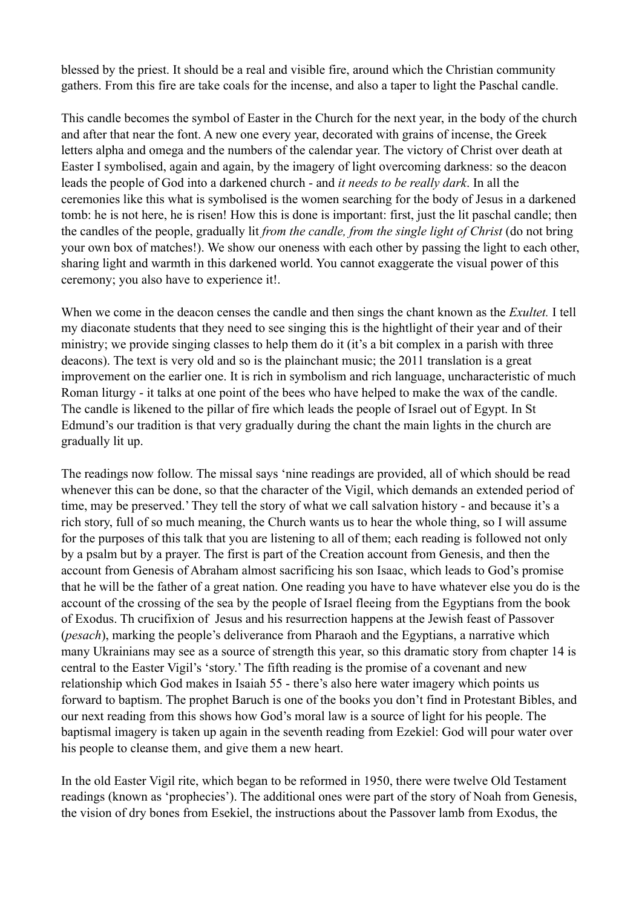blessed by the priest. It should be a real and visible fire, around which the Christian community gathers. From this fire are take coals for the incense, and also a taper to light the Paschal candle.

This candle becomes the symbol of Easter in the Church for the next year, in the body of the church and after that near the font. A new one every year, decorated with grains of incense, the Greek letters alpha and omega and the numbers of the calendar year. The victory of Christ over death at Easter I symbolised, again and again, by the imagery of light overcoming darkness: so the deacon leads the people of God into a darkened church - and *it needs to be really dark*. In all the ceremonies like this what is symbolised is the women searching for the body of Jesus in a darkened tomb: he is not here, he is risen! How this is done is important: first, just the lit paschal candle; then the candles of the people, gradually lit *from the candle, from the single light of Christ* (do not bring your own box of matches!). We show our oneness with each other by passing the light to each other, sharing light and warmth in this darkened world. You cannot exaggerate the visual power of this ceremony; you also have to experience it!.

When we come in the deacon censes the candle and then sings the chant known as the *Exultet.* I tell my diaconate students that they need to see singing this is the hightlight of their year and of their ministry; we provide singing classes to help them do it (it's a bit complex in a parish with three deacons). The text is very old and so is the plainchant music; the 2011 translation is a great improvement on the earlier one. It is rich in symbolism and rich language, uncharacteristic of much Roman liturgy - it talks at one point of the bees who have helped to make the wax of the candle. The candle is likened to the pillar of fire which leads the people of Israel out of Egypt. In St Edmund's our tradition is that very gradually during the chant the main lights in the church are gradually lit up.

The readings now follow. The missal says 'nine readings are provided, all of which should be read whenever this can be done, so that the character of the Vigil, which demands an extended period of time, may be preserved.' They tell the story of what we call salvation history - and because it's a rich story, full of so much meaning, the Church wants us to hear the whole thing, so I will assume for the purposes of this talk that you are listening to all of them; each reading is followed not only by a psalm but by a prayer. The first is part of the Creation account from Genesis, and then the account from Genesis of Abraham almost sacrificing his son Isaac, which leads to God's promise that he will be the father of a great nation. One reading you have to have whatever else you do is the account of the crossing of the sea by the people of Israel fleeing from the Egyptians from the book of Exodus. Th crucifixion of Jesus and his resurrection happens at the Jewish feast of Passover (*pesach*), marking the people's deliverance from Pharaoh and the Egyptians, a narrative which many Ukrainians may see as a source of strength this year, so this dramatic story from chapter 14 is central to the Easter Vigil's 'story.' The fifth reading is the promise of a covenant and new relationship which God makes in Isaiah 55 - there's also here water imagery which points us forward to baptism. The prophet Baruch is one of the books you don't find in Protestant Bibles, and our next reading from this shows how God's moral law is a source of light for his people. The baptismal imagery is taken up again in the seventh reading from Ezekiel: God will pour water over his people to cleanse them, and give them a new heart.

In the old Easter Vigil rite, which began to be reformed in 1950, there were twelve Old Testament readings (known as 'prophecies'). The additional ones were part of the story of Noah from Genesis, the vision of dry bones from Esekiel, the instructions about the Passover lamb from Exodus, the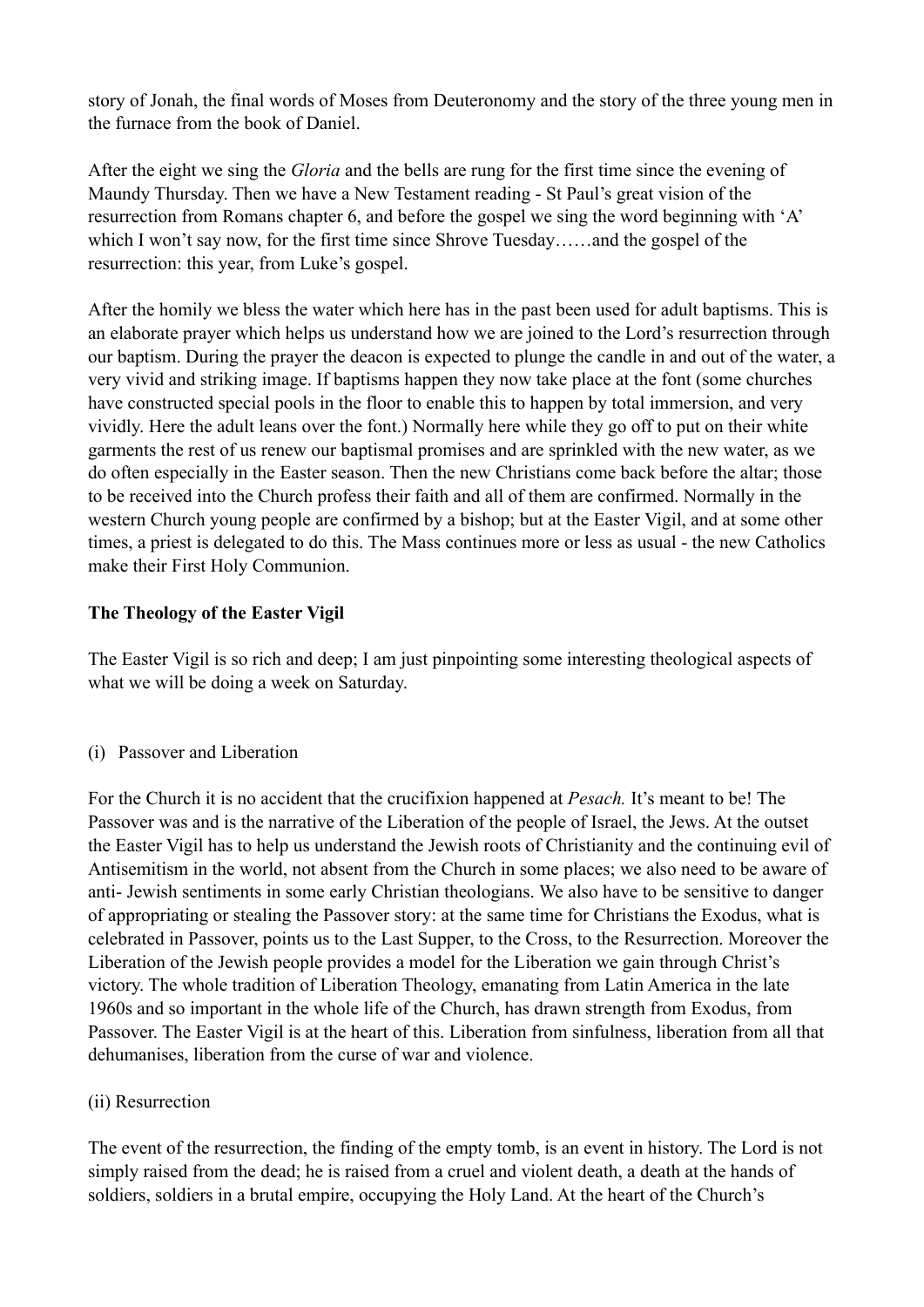story of Jonah, the final words of Moses from Deuteronomy and the story of the three young men in the furnace from the book of Daniel.

After the eight we sing the *Gloria* and the bells are rung for the first time since the evening of Maundy Thursday. Then we have a New Testament reading - St Paul's great vision of the resurrection from Romans chapter 6, and before the gospel we sing the word beginning with 'A' which I won't say now, for the first time since Shrove Tuesday……and the gospel of the resurrection: this year, from Luke's gospel.

After the homily we bless the water which here has in the past been used for adult baptisms. This is an elaborate prayer which helps us understand how we are joined to the Lord's resurrection through our baptism. During the prayer the deacon is expected to plunge the candle in and out of the water, a very vivid and striking image. If baptisms happen they now take place at the font (some churches have constructed special pools in the floor to enable this to happen by total immersion, and very vividly. Here the adult leans over the font.) Normally here while they go off to put on their white garments the rest of us renew our baptismal promises and are sprinkled with the new water, as we do often especially in the Easter season. Then the new Christians come back before the altar; those to be received into the Church profess their faith and all of them are confirmed. Normally in the western Church young people are confirmed by a bishop; but at the Easter Vigil, and at some other times, a priest is delegated to do this. The Mass continues more or less as usual - the new Catholics make their First Holy Communion.

**The Theology of the Easter Vigil**

The Easter Vigil is so rich and deep; I am just pinpointing some interesting theological aspects of what we will be doing a week on Saturday.

(i) Passover and Liberation

For the Church it is no accident that the crucifixion happened at *Pesach.* It's meant to be! The Passover was and is the narrative of the Liberation of the people of Israel, the Jews. At the outset the Easter Vigil has to help us understand the Jewish roots of Christianity and the continuing evil of Antisemitism in the world, not absent from the Church in some places; we also need to be aware of anti- Jewish sentiments in some early Christian theologians. We also have to be sensitive to danger of appropriating or stealing the Passover story: at the same time for Christians the Exodus, what is celebrated in Passover, points us to the Last Supper, to the Cross, to the Resurrection. Moreover the Liberation of the Jewish people provides a model for the Liberation we gain through Christ's victory. The whole tradition of Liberation Theology, emanating from Latin America in the late 1960s and so important in the whole life of the Church, has drawn strength from Exodus, from Passover. The Easter Vigil is at the heart of this. Liberation from sinfulness, liberation from all that dehumanises, liberation from the curse of war and violence.

(ii) Resurrection

The event of the resurrection, the finding of the empty tomb, is an event in history. The Lord is not simply raised from the dead; he is raised from a cruel and violent death, a death at the hands of soldiers, soldiers in a brutal empire, occupying the Holy Land. At the heart of the Church's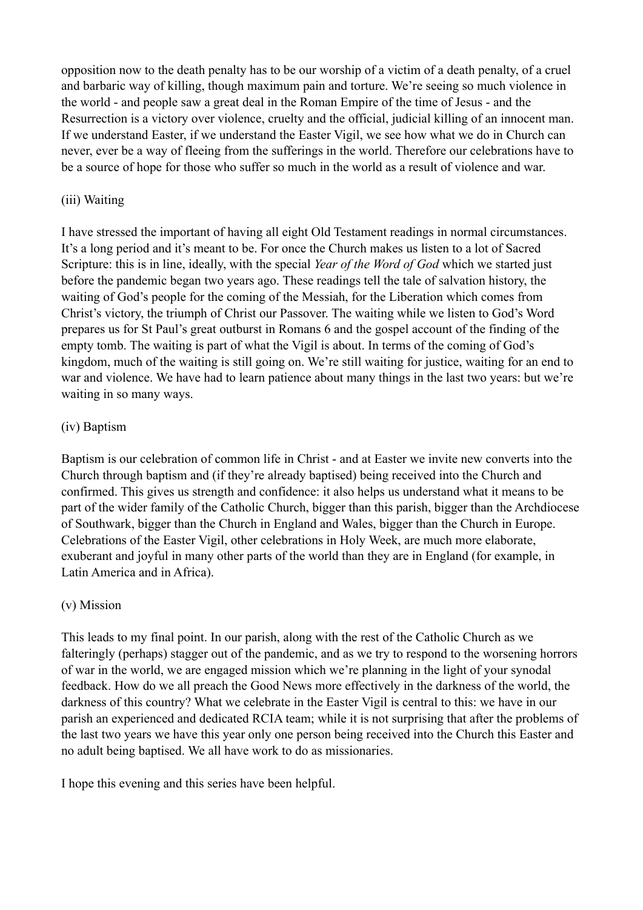opposition now to the death penalty has to be our worship of a victim of a death penalty, of a cruel and barbaric way of killing, though maximum pain and torture. We're seeing so much violence in the world - and people saw a great deal in the Roman Empire of the time of Jesus - and the Resurrection is a victory over violence, cruelty and the official, judicial killing of an innocent man. If we understand Easter, if we understand the Easter Vigil, we see how what we do in Church can never, ever be a way of fleeing from the sufferings in the world. Therefore our celebrations have to be a source of hope for those who suffer so much in the world as a result of violence and war.

(iii) Waiting

I have stressed the important of having all eight Old Testament readings in normal circumstances. It's a long period and it's meant to be. For once the Church makes us listen to a lot of Sacred Scripture: this is in line, ideally, with the special *Year of the Word of God* which we started just before the pandemic began two years ago. These readings tell the tale of salvation history, the waiting of God's people for the coming of the Messiah, for the Liberation which comes from Christ's victory, the triumph of Christ our Passover. The waiting while we listen to God's Word prepares us for St Paul's great outburst in Romans 6 and the gospel account of the finding of the empty tomb. The waiting is part of what the Vigil is about. In terms of the coming of God's kingdom, much of the waiting is still going on. We're still waiting for justice, waiting for an end to war and violence. We have had to learn patience about many things in the last two years: but we're waiting in so many ways.

(iv) Baptism

Baptism is our celebration of common life in Christ - and at Easter we invite new converts into the Church through baptism and (if they're already baptised) being received into the Church and confirmed. This gives us strength and confidence: it also helps us understand what it means to be part of the wider family of the Catholic Church, bigger than this parish, bigger than the Archdiocese of Southwark, bigger than the Church in England and Wales, bigger than the Church in Europe. Celebrations of the Easter Vigil, other celebrations in Holy Week, are much more elaborate, exuberant and joyful in many other parts of the world than they are in England (for example, in Latin America and in Africa).

(v) Mission

This leads to my final point. In our parish, along with the rest of the Catholic Church as we falteringly (perhaps) stagger out of the pandemic, and as we try to respond to the worsening horrors of war in the world, we are engaged mission which we're planning in the light of your synodal feedback. How do we all preach the Good News more effectively in the darkness of the world, the darkness of this country? What we celebrate in the Easter Vigil is central to this: we have in our parish an experienced and dedicated RCIA team; while it is not surprising that after the problems of the last two years we have this year only one person being received into the Church this Easter and no adult being baptised. We all have work to do as missionaries.

I hope this evening and this series have been helpful.